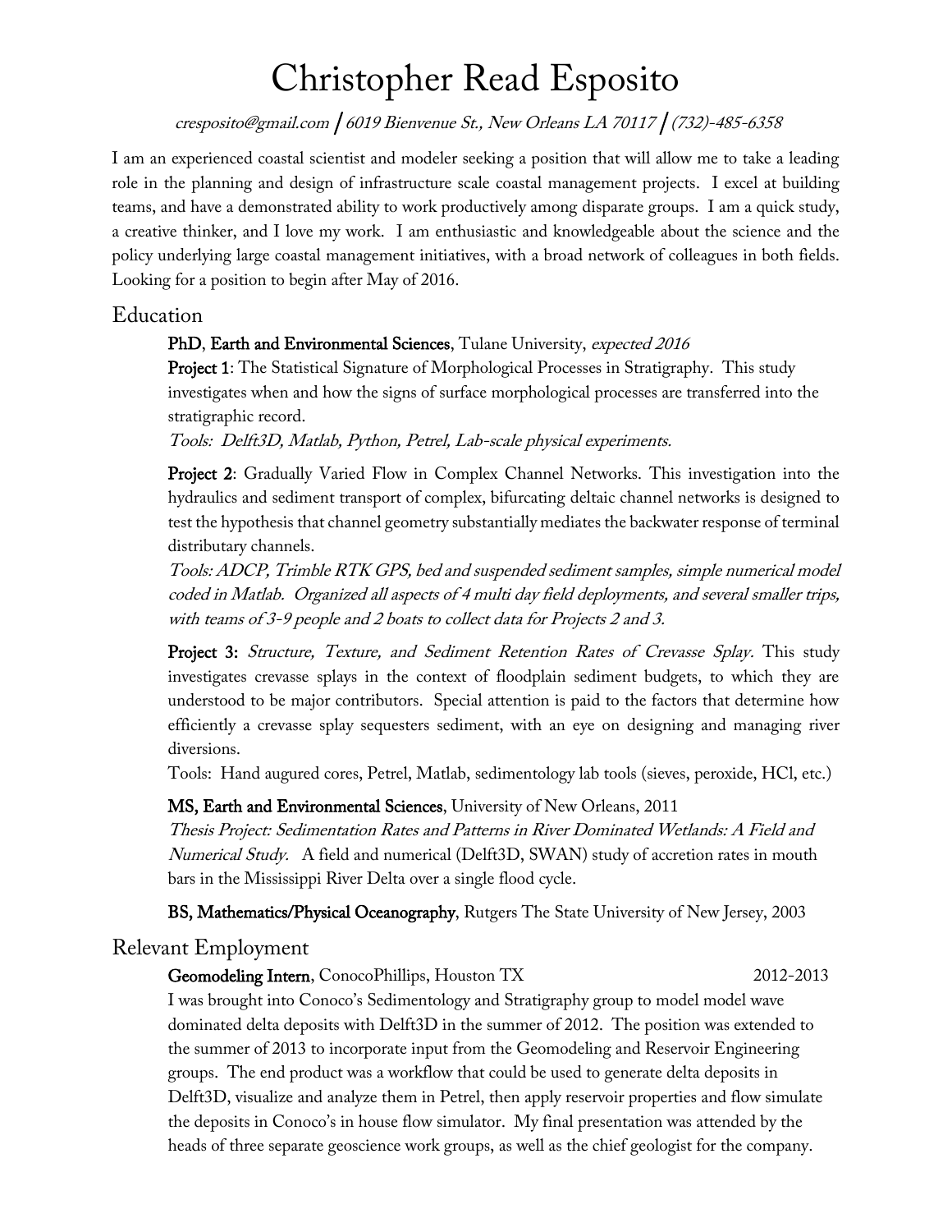# Christopher Read Esposito

*cresposito@gmail.com | 6019 Bienvenue St., New Orleans LA 70117 | (732)-485-6358*

I am an experienced coastal scientist and modeler seeking a position that will allow me to take a leading role in the planning and design of infrastructure scale coastal management projects. I excel at building teams, and have a demonstrated ability to work productively among disparate groups. I am a quick study, a creative thinker, and I love my work. I am enthusiastic and knowledgeable about the science and the policy underlying large coastal management initiatives, with a broad network of colleagues in both fields. Looking for a position to begin after May of 2016.

## Education

**PhD**, **Earth and Environmental Sciences**, Tulane University, *expected 2016*

**Project 1**: The Statistical Signature of Morphological Processes in Stratigraphy. This study investigates when and how the signs of surface morphological processes are transferred into the stratigraphic record.

*Tools: Delft3D, Matlab, Python, Petrel, Lab-scale physical experiments.*

**Project 2**: Gradually Varied Flow in Complex Channel Networks. This investigation into the hydraulics and sediment transport of complex, bifurcating deltaic channel networks is designed to test the hypothesis that channel geometry substantially mediates the backwater response of terminal distributary channels.

*Tools: ADCP, Trimble RTK GPS, bed and suspended sediment samples, simple numerical model coded in Matlab. Organized all aspects of 4 multi day field deployments, and several smaller trips, with teams of 3-9 people and 2 boats to collect data for Projects 2 and 3.*

**Project 3:** *Structure, Texture, and Sediment Retention Rates of Crevasse Splay.* This study investigates crevasse splays in the context of floodplain sediment budgets, to which they are understood to be major contributors. Special attention is paid to the factors that determine how efficiently a crevasse splay sequesters sediment, with an eye on designing and managing river diversions.

Tools: Hand augured cores, Petrel, Matlab, sedimentology lab tools (sieves, peroxide, HCl, etc.)

**MS, Earth and Environmental Sciences**, University of New Orleans, 2011

*Thesis Project: Sedimentation Rates and Patterns in River Dominated Wetlands: A Field and Numerical Study.* A field and numerical (Delft3D, SWAN) study of accretion rates in mouth bars in the Mississippi River Delta over a single flood cycle.

**BS, Mathematics/Physical Oceanography**, Rutgers The State University of New Jersey, 2003

## Relevant Employment

**Geomodeling Intern**, ConocoPhillips, Houston TX 2012-2013

I was brought into Conoco's Sedimentology and Stratigraphy group to model model wave dominated delta deposits with Delft3D in the summer of 2012. The position was extended to the summer of 2013 to incorporate input from the Geomodeling and Reservoir Engineering groups. The end product was a workflow that could be used to generate delta deposits in Delft3D, visualize and analyze them in Petrel, then apply reservoir properties and flow simulate the deposits in Conoco's in house flow simulator. My final presentation was attended by the heads of three separate geoscience work groups, as well as the chief geologist for the company.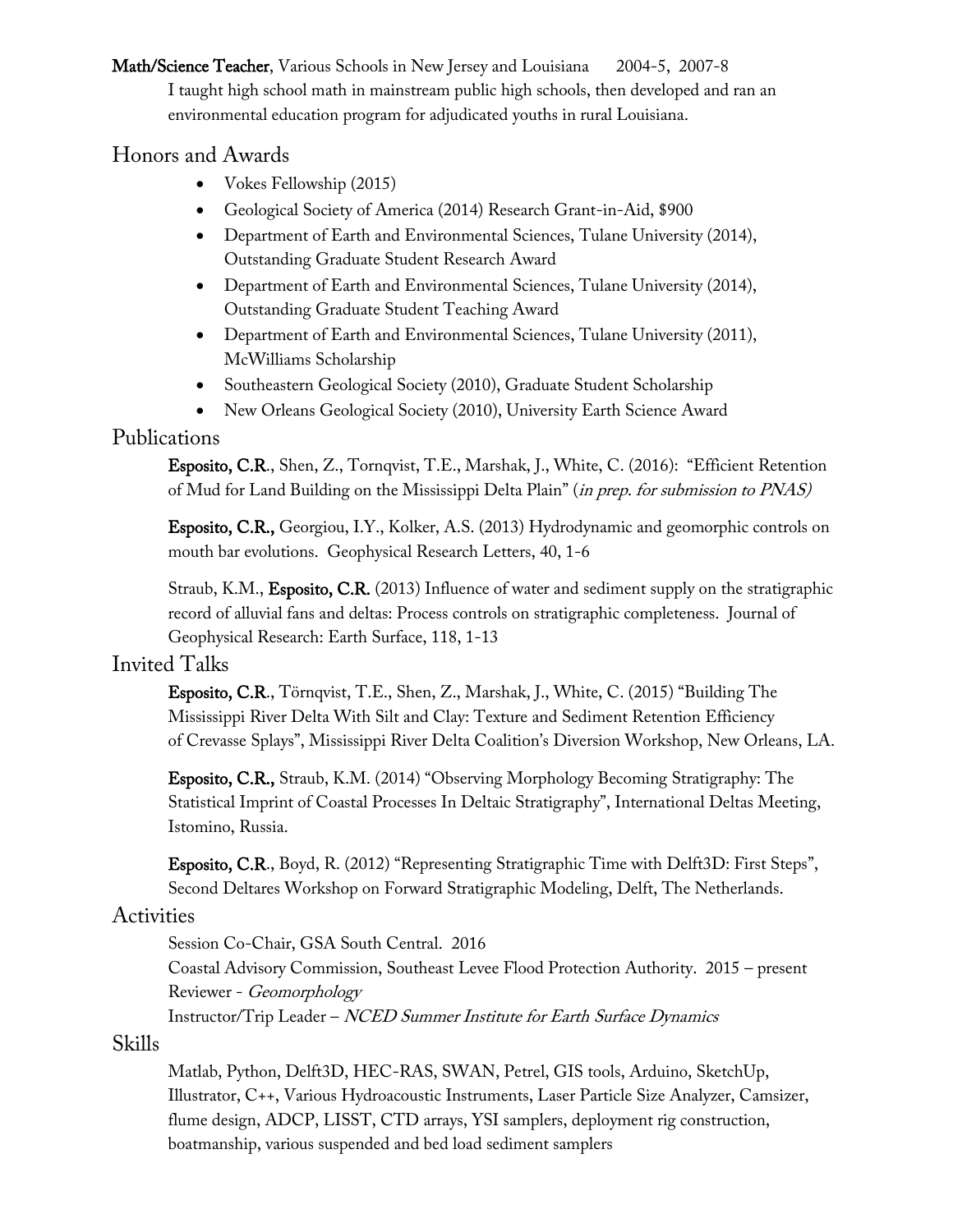**Math/Science Teacher**, Various Schools in New Jersey and Louisiana  2004-5, 2007-8

I taught high school math in mainstream public high schools, then developed and ran an environmental education program for adjudicated youths in rural Louisiana.

## Honors and Awards

- Vokes Fellowship (2015)
- Geological Society of America (2014) Research Grant-in-Aid, $900
- Department of Earth and Environmental Sciences, Tulane University (2014), Outstanding Graduate Student Research Award
- Department of Earth and Environmental Sciences, Tulane University (2014), Outstanding Graduate Student Teaching Award
- Department of Earth and Environmental Sciences, Tulane University (2011), McWilliams Scholarship
- Southeastern Geological Society (2010), Graduate Student Scholarship
- New Orleans Geological Society (2010), University Earth Science Award

## Publications

**Esposito, C.R**., Shen, Z., Tornqvist, T.E., Marshak, J., White, C. (2016): "Efficient Retention of Mud for Land Building on the Mississippi Delta Plain" (*in prep. for submission to PNAS)*

**Esposito, C.R.,** Georgiou, I.Y., Kolker, A.S. (2013) Hydrodynamic and geomorphic controls on mouth bar evolutions. Geophysical Research Letters, 40, 1-6

Straub, K.M., **Esposito, C.R.** (2013) Influence of water and sediment supply on the stratigraphic record of alluvial fans and deltas: Process controls on stratigraphic completeness. Journal of Geophysical Research: Earth Surface, 118, 1-13

## Invited Talks

**Esposito, C.R**., Törnqvist, T.E., Shen, Z., Marshak, J., White, C. (2015) "Building The Mississippi River Delta With Silt and Clay: Texture and Sediment Retention Efficiency of Crevasse Splays", Mississippi River Delta Coalition's Diversion Workshop, New Orleans, LA.

**Esposito, C.R.,** Straub, K.M. (2014) "Observing Morphology Becoming Stratigraphy: The Statistical Imprint of Coastal Processes In Deltaic Stratigraphy", International Deltas Meeting, Istomino, Russia.

**Esposito, C.R**., Boyd, R. (2012) "Representing Stratigraphic Time with Delft3D: First Steps", Second Deltares Workshop on Forward Stratigraphic Modeling, Delft, The Netherlands.

## Activities

Session Co-Chair, GSA South Central. 2016

Coastal Advisory Commission, Southeast Levee Flood Protection Authority. 2015 – present

Reviewer - *Geomorphology*

Instructor/Trip Leader – *NCED Summer Institute for Earth Surface Dynamics*

## Skills

Matlab, Python, Delft3D, HEC-RAS, SWAN, Petrel, GIS tools, Arduino, SketchUp, Illustrator, C++, Various Hydroacoustic Instruments, Laser Particle Size Analyzer, Camsizer, flume design, ADCP, LISST, CTD arrays, YSI samplers, deployment rig construction, boatmanship, various suspended and bed load sediment samplers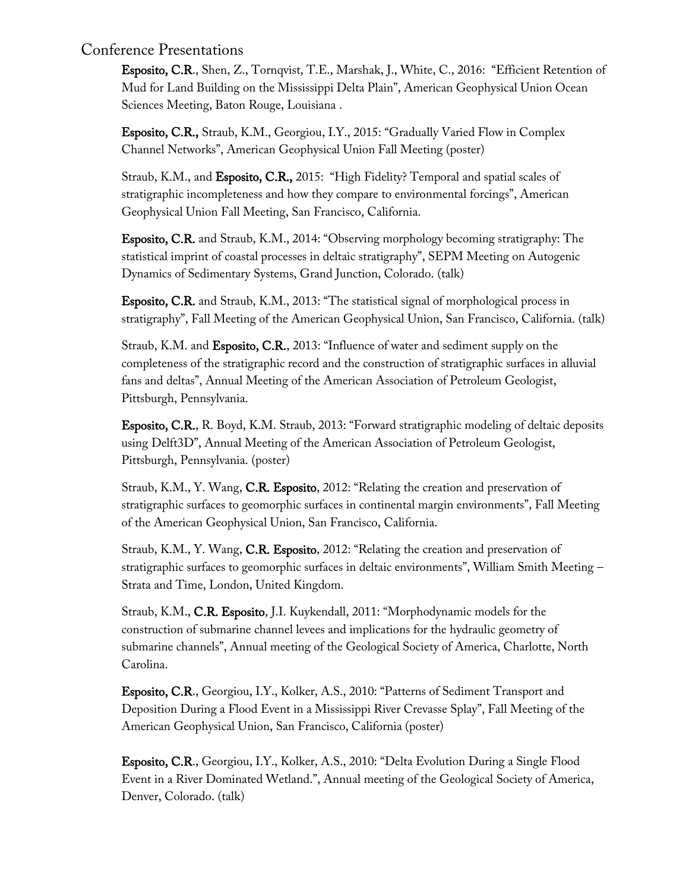## Conference Presentations

**Esposito, C.R**., Shen, Z., Tornqvist, T.E., Marshak, J., White, C., 2016: "Efficient Retention of Mud for Land Building on the Mississippi Delta Plain", American Geophysical Union Ocean Sciences Meeting, Baton Rouge, Louisiana .

**Esposito, C.R.,** Straub, K.M., Georgiou, I.Y., 2015: "Gradually Varied Flow in Complex Channel Networks", American Geophysical Union Fall Meeting (poster)

Straub, K.M., and **Esposito, C.R.,** 2015: "High Fidelity? Temporal and spatial scales of stratigraphic incompleteness and how they compare to environmental forcings", American Geophysical Union Fall Meeting, San Francisco, California.

**Esposito, C.R.** and Straub, K.M., 2014: "Observing morphology becoming stratigraphy: The statistical imprint of coastal processes in deltaic stratigraphy", SEPM Meeting on Autogenic Dynamics of Sedimentary Systems, Grand Junction, Colorado. (talk)

**Esposito, C.R.** and Straub, K.M., 2013: "The statistical signal of morphological process in stratigraphy", Fall Meeting of the American Geophysical Union, San Francisco, California. (talk)

Straub, K.M. and **Esposito, C.R.**, 2013: "Influence of water and sediment supply on the completeness of the stratigraphic record and the construction of stratigraphic surfaces in alluvial fans and deltas", Annual Meeting of the American Association of Petroleum Geologist, Pittsburgh, Pennsylvania.

**Esposito, C.R.**, R. Boyd, K.M. Straub, 2013: "Forward stratigraphic modeling of deltaic deposits using Delft3D", Annual Meeting of the American Association of Petroleum Geologist, Pittsburgh, Pennsylvania. (poster)

Straub, K.M., Y. Wang, **C.R. Esposito**, 2012: "Relating the creation and preservation of stratigraphic surfaces to geomorphic surfaces in continental margin environments", Fall Meeting of the American Geophysical Union, San Francisco, California.

Straub, K.M., Y. Wang, **C.R. Esposito**, 2012: "Relating the creation and preservation of stratigraphic surfaces to geomorphic surfaces in deltaic environments", William Smith Meeting – Strata and Time, London, United Kingdom.

Straub, K.M., **C.R. Esposito**, J.I. Kuykendall, 2011: "Morphodynamic models for the construction of submarine channel levees and implications for the hydraulic geometry of submarine channels", Annual meeting of the Geological Society of America, Charlotte, North Carolina.

**Esposito, C.R**., Georgiou, I.Y., Kolker, A.S., 2010: "Patterns of Sediment Transport and Deposition During a Flood Event in a Mississippi River Crevasse Splay", Fall Meeting of the American Geophysical Union, San Francisco, California (poster)

**Esposito, C.R**., Georgiou, I.Y., Kolker, A.S., 2010: "Delta Evolution During a Single Flood Event in a River Dominated Wetland.", Annual meeting of the Geological Society of America, Denver, Colorado. (talk)